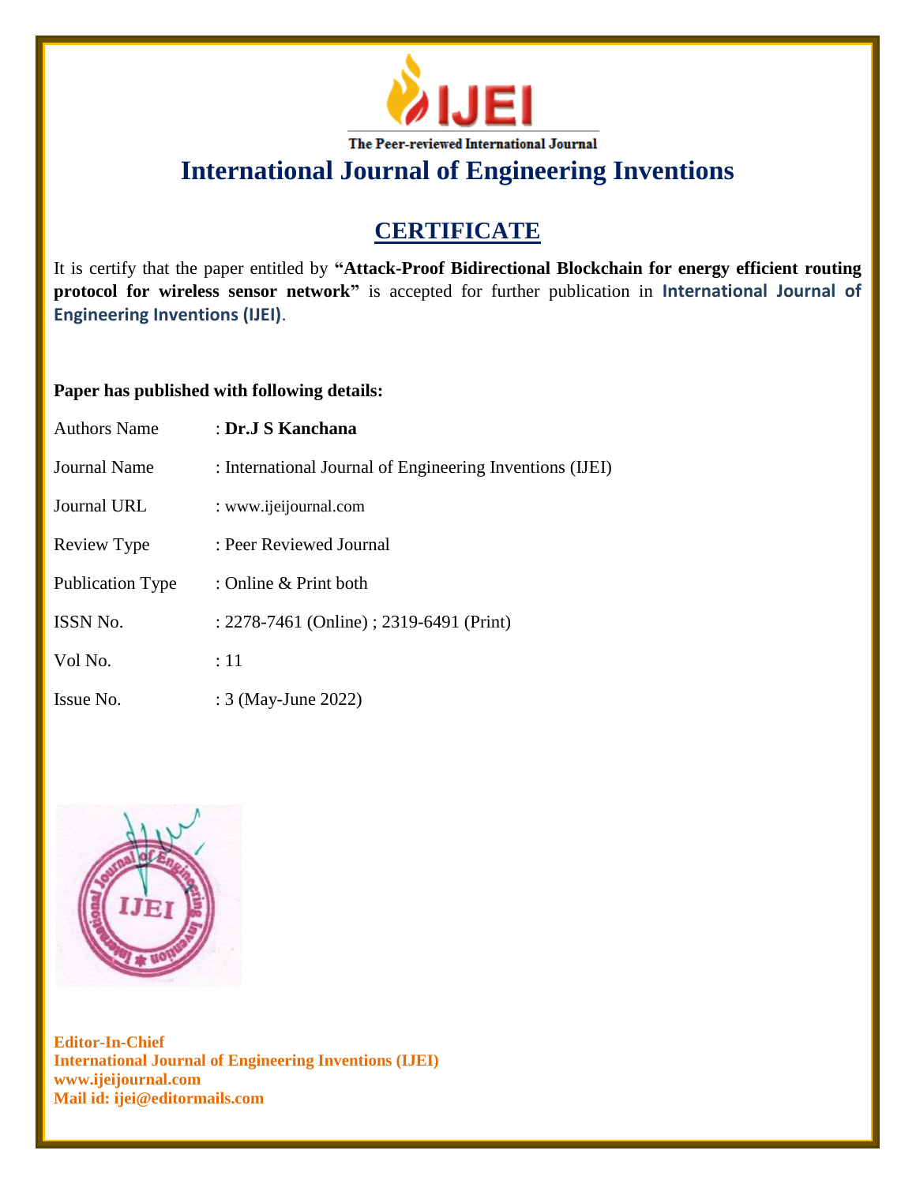IJEI

The Peer-reviewed International Journal

# International Journal of Engineering Inventions

## CERTIFICATE

It is certify that the paper entitled by **"Attack-Proof Bidirectional Blockchain for energy efficient routing protocol for wireless sensor network"** is accepted for further publication in **International Journal of Engineering Inventions (IJEI)**.

**Paper has published with following details:**

| | |
|---|---|
| Authors Name | : **Dr.J S Kanchana** |
| Journal Name | : International Journal of Engineering Inventions (IJEI) |
| Journal URL | : www.ijeijournal.com |
| Review Type | : Peer Reviewed Journal |
| Publication Type | : Online & Print both |
| ISSN No. | : 2278-7461 (Online) ; 2319-6491 (Print) |
| Vol No. | : 11 |
| Issue No. | : 3 (May-June 2022) |

**Editor-In-Chief**
**International Journal of Engineering Inventions (IJEI)**
**www.ijeijournal.com**
**Mail id: ijei@editormails.com**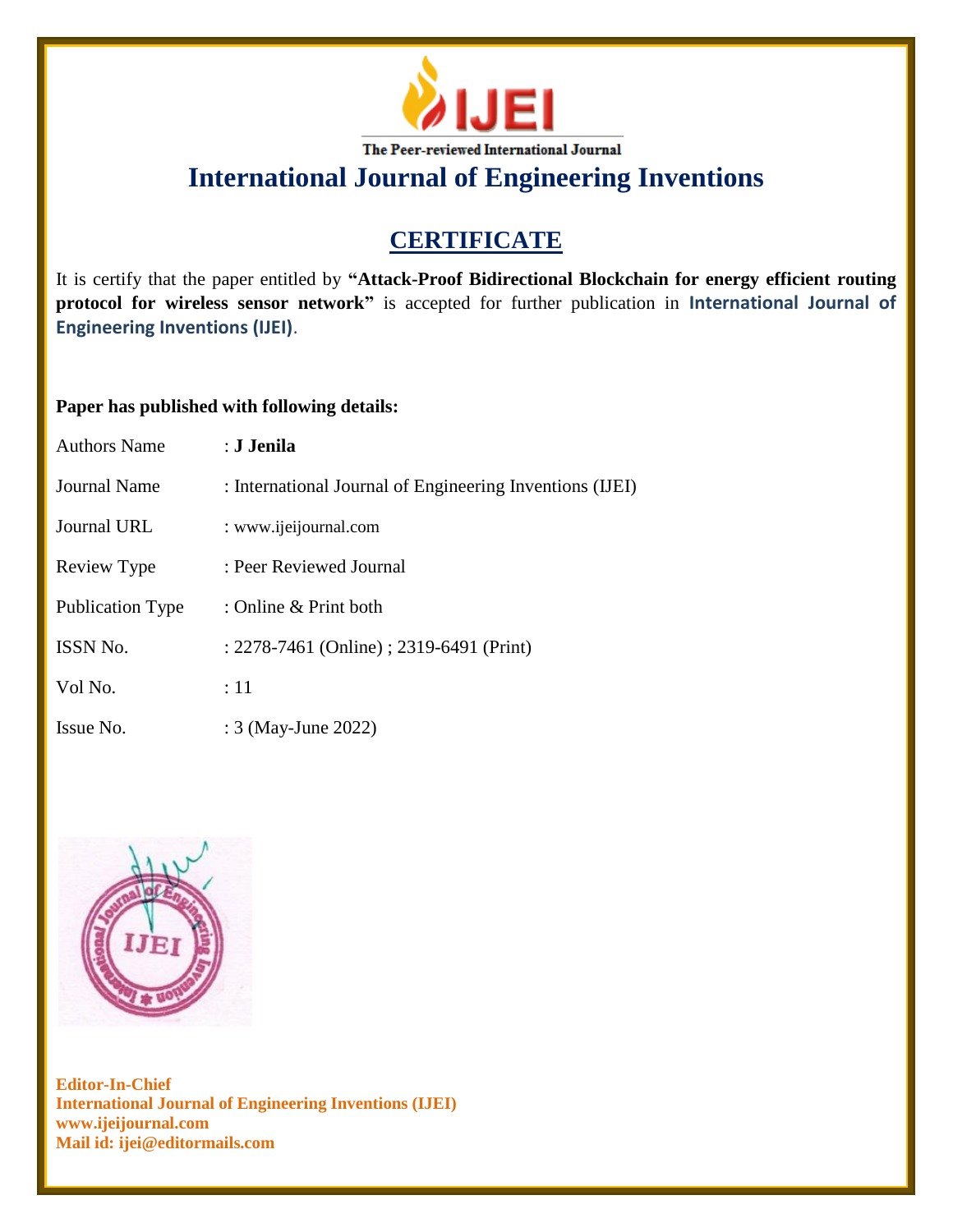The Peer-reviewed International Journal

# International Journal of Engineering Inventions

## CERTIFICATE

It is certify that the paper entitled by **"Attack-Proof Bidirectional Blockchain for energy efficient routing protocol for wireless sensor network"** is accepted for further publication in **International Journal of Engineering Inventions (IJEI)**.

**Paper has published with following details:**

| | |
|---|---|
| Authors Name | : **J Jenila** |
| Journal Name | : International Journal of Engineering Inventions (IJEI) |
| Journal URL | : www.ijeijournal.com |
| Review Type | : Peer Reviewed Journal |
| Publication Type | : Online & Print both |
| ISSN No. | : 2278-7461 (Online) ; 2319-6491 (Print) |
| Vol No. | : 11 |
| Issue No. | : 3 (May-June 2022) |

**Editor-In-Chief**
**International Journal of Engineering Inventions (IJEI)**
**www.ijeijournal.com**
**Mail id: ijei@editormails.com**